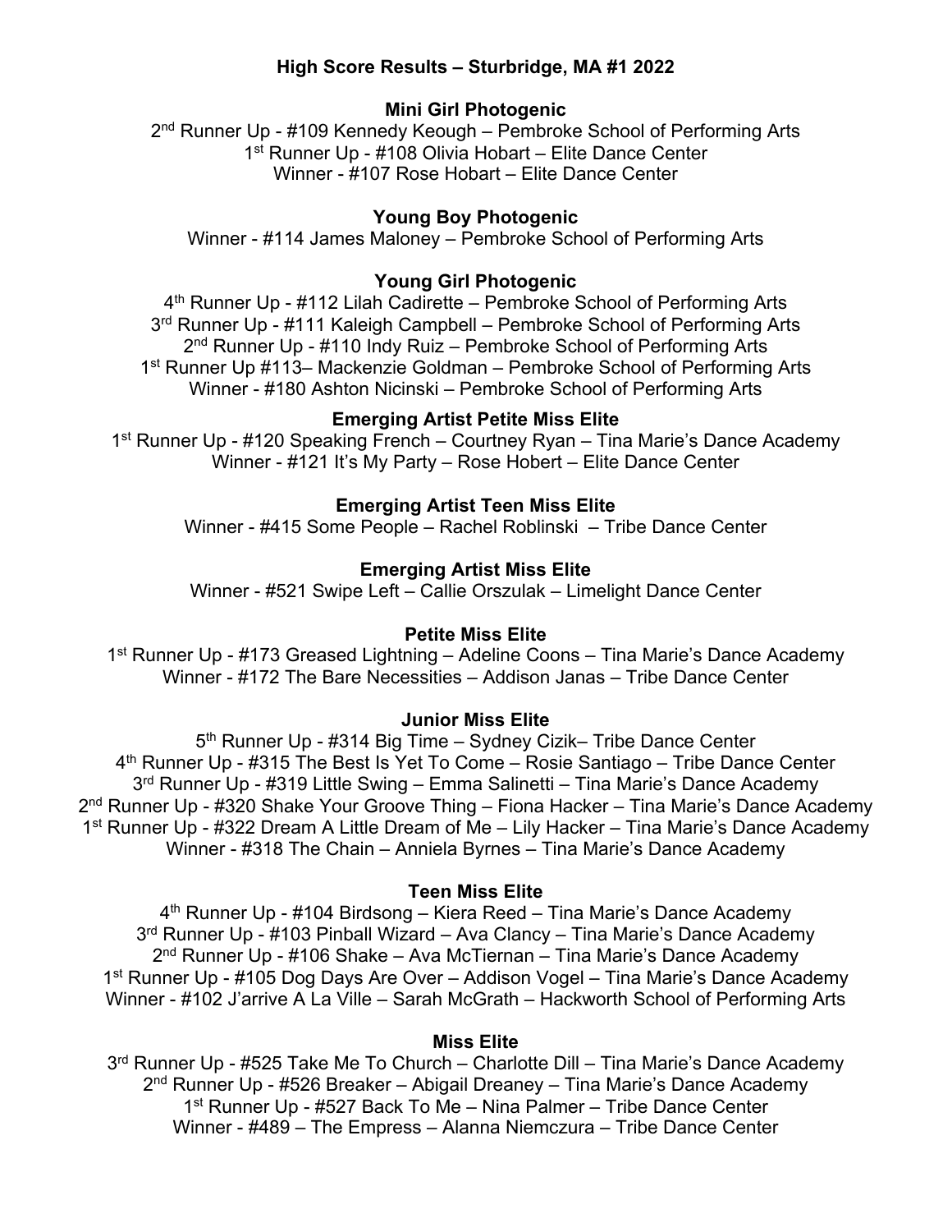# High Score Results – Sturbridge, MA #1 2022

## Mini Girl Photogenic

2nd Runner Up - #109 Kennedy Keough – Pembroke School of Performing Arts
1st Runner Up - #108 Olivia Hobart – Elite Dance Center
Winner - #107 Rose Hobart – Elite Dance Center

## Young Boy Photogenic

Winner - #114 James Maloney – Pembroke School of Performing Arts

## Young Girl Photogenic

4th Runner Up - #112 Lilah Cadirette – Pembroke School of Performing Arts
3rd Runner Up - #111 Kaleigh Campbell – Pembroke School of Performing Arts
2nd Runner Up - #110 Indy Ruiz – Pembroke School of Performing Arts
1st Runner Up #113– Mackenzie Goldman – Pembroke School of Performing Arts
Winner - #180 Ashton Nicinski – Pembroke School of Performing Arts

## Emerging Artist Petite Miss Elite

1st Runner Up - #120 Speaking French – Courtney Ryan – Tina Marie's Dance Academy
Winner - #121 It's My Party – Rose Hobert – Elite Dance Center

## Emerging Artist Teen Miss Elite

Winner - #415 Some People – Rachel Roblinski – Tribe Dance Center

## Emerging Artist Miss Elite

Winner - #521 Swipe Left – Callie Orszulak – Limelight Dance Center

## Petite Miss Elite

1st Runner Up - #173 Greased Lightning – Adeline Coons – Tina Marie's Dance Academy
Winner - #172 The Bare Necessities – Addison Janas – Tribe Dance Center

## Junior Miss Elite

5th Runner Up - #314 Big Time – Sydney Cizik– Tribe Dance Center
4th Runner Up - #315 The Best Is Yet To Come – Rosie Santiago – Tribe Dance Center
3rd Runner Up - #319 Little Swing – Emma Salinetti – Tina Marie's Dance Academy
2nd Runner Up - #320 Shake Your Groove Thing – Fiona Hacker – Tina Marie's Dance Academy
1st Runner Up - #322 Dream A Little Dream of Me – Lily Hacker – Tina Marie's Dance Academy
Winner - #318 The Chain – Anniela Byrnes – Tina Marie's Dance Academy

## Teen Miss Elite

4th Runner Up - #104 Birdsong – Kiera Reed – Tina Marie's Dance Academy
3rd Runner Up - #103 Pinball Wizard – Ava Clancy – Tina Marie's Dance Academy
2nd Runner Up - #106 Shake – Ava McTiernan – Tina Marie's Dance Academy
1st Runner Up - #105 Dog Days Are Over – Addison Vogel – Tina Marie's Dance Academy
Winner - #102 J'arrive A La Ville – Sarah McGrath – Hackworth School of Performing Arts

## Miss Elite

3rd Runner Up - #525 Take Me To Church – Charlotte Dill – Tina Marie's Dance Academy
2nd Runner Up - #526 Breaker – Abigail Dreaney – Tina Marie's Dance Academy
1st Runner Up - #527 Back To Me – Nina Palmer – Tribe Dance Center
Winner - #489 – The Empress – Alanna Niemczura – Tribe Dance Center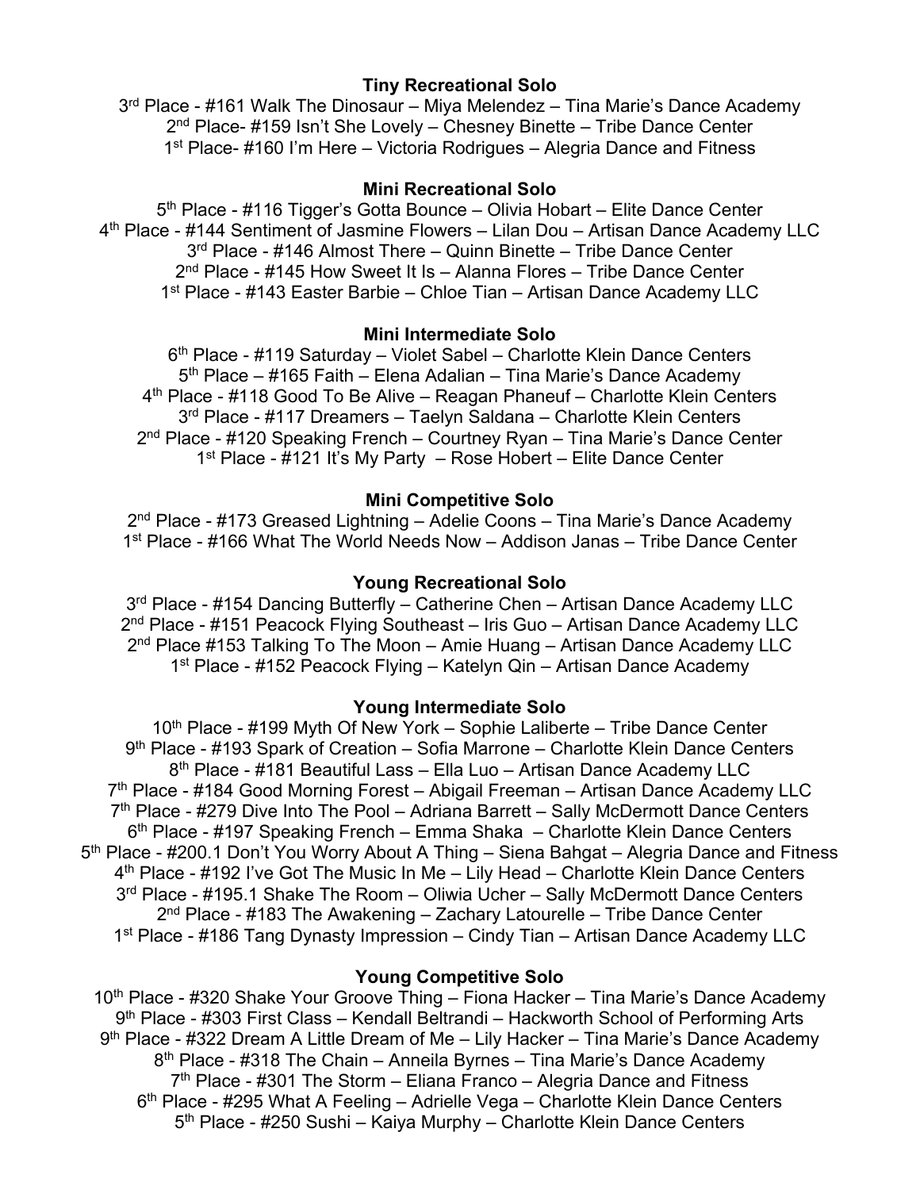**Tiny Recreational Solo**

3rd Place - #161 Walk The Dinosaur – Miya Melendez – Tina Marie's Dance Academy
2nd Place- #159 Isn't She Lovely – Chesney Binette – Tribe Dance Center
1st Place- #160 I'm Here – Victoria Rodrigues – Alegria Dance and Fitness

**Mini Recreational Solo**

5th Place - #116 Tigger's Gotta Bounce – Olivia Hobart – Elite Dance Center
4th Place - #144 Sentiment of Jasmine Flowers – Lilan Dou – Artisan Dance Academy LLC
3rd Place - #146 Almost There – Quinn Binette – Tribe Dance Center
2nd Place - #145 How Sweet It Is – Alanna Flores – Tribe Dance Center
1st Place - #143 Easter Barbie – Chloe Tian – Artisan Dance Academy LLC

**Mini Intermediate Solo**

6th Place - #119 Saturday – Violet Sabel – Charlotte Klein Dance Centers
5th Place – #165 Faith – Elena Adalian – Tina Marie's Dance Academy
4th Place - #118 Good To Be Alive – Reagan Phaneuf – Charlotte Klein Centers
3rd Place - #117 Dreamers – Taelyn Saldana – Charlotte Klein Centers
2nd Place - #120 Speaking French – Courtney Ryan – Tina Marie's Dance Center
1st Place - #121 It's My Party – Rose Hobert – Elite Dance Center

**Mini Competitive Solo**

2nd Place - #173 Greased Lightning – Adelie Coons – Tina Marie's Dance Academy
1st Place - #166 What The World Needs Now – Addison Janas – Tribe Dance Center

**Young Recreational Solo**

3rd Place - #154 Dancing Butterfly – Catherine Chen – Artisan Dance Academy LLC
2nd Place - #151 Peacock Flying Southeast – Iris Guo – Artisan Dance Academy LLC
2nd Place #153 Talking To The Moon – Amie Huang – Artisan Dance Academy LLC
1st Place - #152 Peacock Flying – Katelyn Qin – Artisan Dance Academy

**Young Intermediate Solo**

10th Place - #199 Myth Of New York – Sophie Laliberte – Tribe Dance Center
9th Place - #193 Spark of Creation – Sofia Marrone – Charlotte Klein Dance Centers
8th Place - #181 Beautiful Lass – Ella Luo – Artisan Dance Academy LLC
7th Place - #184 Good Morning Forest – Abigail Freeman – Artisan Dance Academy LLC
7th Place - #279 Dive Into The Pool – Adriana Barrett – Sally McDermott Dance Centers
6th Place - #197 Speaking French – Emma Shaka – Charlotte Klein Dance Centers
5th Place - #200.1 Don't You Worry About A Thing – Siena Bahgat – Alegria Dance and Fitness
4th Place - #192 I've Got The Music In Me – Lily Head – Charlotte Klein Dance Centers
3rd Place - #195.1 Shake The Room – Oliwia Ucher – Sally McDermott Dance Centers
2nd Place - #183 The Awakening – Zachary Latourelle – Tribe Dance Center
1st Place - #186 Tang Dynasty Impression – Cindy Tian – Artisan Dance Academy LLC

**Young Competitive Solo**

10th Place - #320 Shake Your Groove Thing – Fiona Hacker – Tina Marie's Dance Academy
9th Place - #303 First Class – Kendall Beltrandi – Hackworth School of Performing Arts
9th Place - #322 Dream A Little Dream of Me – Lily Hacker – Tina Marie's Dance Academy
8th Place - #318 The Chain – Anneila Byrnes – Tina Marie's Dance Academy
7th Place - #301 The Storm – Eliana Franco – Alegria Dance and Fitness
6th Place - #295 What A Feeling – Adrielle Vega – Charlotte Klein Dance Centers
5th Place - #250 Sushi – Kaiya Murphy – Charlotte Klein Dance Centers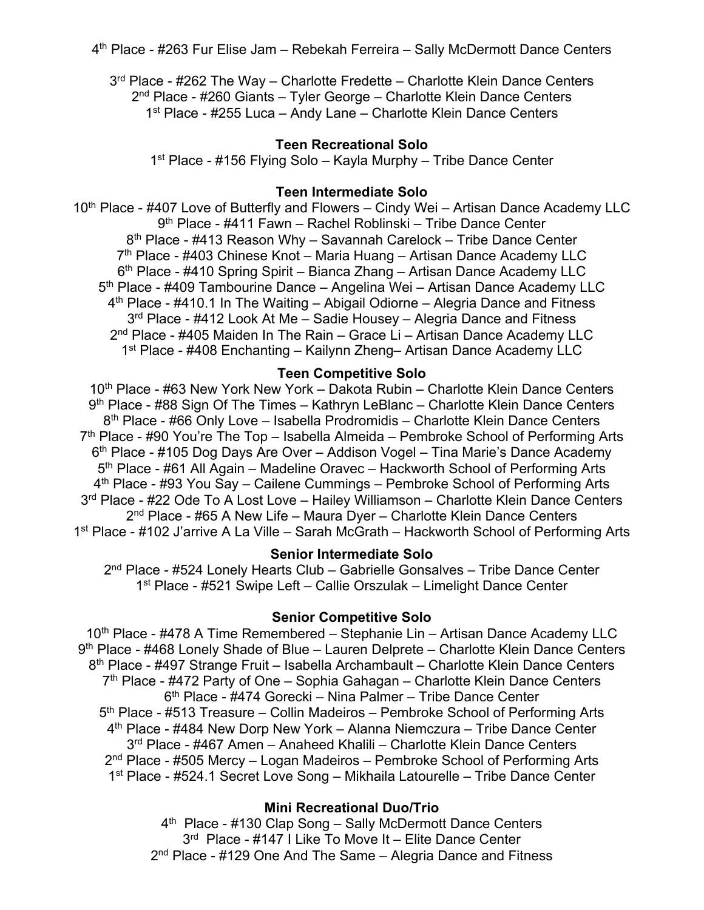4th Place - #263 Fur Elise Jam – Rebekah Ferreira – Sally McDermott Dance Centers

3rd Place - #262 The Way – Charlotte Fredette – Charlotte Klein Dance Centers
2nd Place - #260 Giants – Tyler George – Charlotte Klein Dance Centers
1st Place - #255 Luca – Andy Lane – Charlotte Klein Dance Centers

**Teen Recreational Solo**

1st Place - #156 Flying Solo – Kayla Murphy – Tribe Dance Center

**Teen Intermediate Solo**

10th Place - #407 Love of Butterfly and Flowers – Cindy Wei – Artisan Dance Academy LLC
9th Place - #411 Fawn – Rachel Roblinski – Tribe Dance Center
8th Place - #413 Reason Why – Savannah Carelock – Tribe Dance Center
7th Place - #403 Chinese Knot – Maria Huang – Artisan Dance Academy LLC
6th Place - #410 Spring Spirit – Bianca Zhang – Artisan Dance Academy LLC
5th Place - #409 Tambourine Dance – Angelina Wei – Artisan Dance Academy LLC
4th Place - #410.1 In The Waiting – Abigail Odiorne – Alegria Dance and Fitness
3rd Place - #412 Look At Me – Sadie Housey – Alegria Dance and Fitness
2nd Place - #405 Maiden In The Rain – Grace Li – Artisan Dance Academy LLC
1st Place - #408 Enchanting – Kailynn Zheng– Artisan Dance Academy LLC

**Teen Competitive Solo**

10th Place - #63 New York New York – Dakota Rubin – Charlotte Klein Dance Centers
9th Place - #88 Sign Of The Times – Kathryn LeBlanc – Charlotte Klein Dance Centers
8th Place - #66 Only Love – Isabella Prodromidis – Charlotte Klein Dance Centers
7th Place - #90 You're The Top – Isabella Almeida – Pembroke School of Performing Arts
6th Place - #105 Dog Days Are Over – Addison Vogel – Tina Marie's Dance Academy
5th Place - #61 All Again – Madeline Oravec – Hackworth School of Performing Arts
4th Place - #93 You Say – Cailene Cummings – Pembroke School of Performing Arts
3rd Place - #22 Ode To A Lost Love – Hailey Williamson – Charlotte Klein Dance Centers
2nd Place - #65 A New Life – Maura Dyer – Charlotte Klein Dance Centers
1st Place - #102 J'arrive A La Ville – Sarah McGrath – Hackworth School of Performing Arts

**Senior Intermediate Solo**

2nd Place - #524 Lonely Hearts Club – Gabrielle Gonsalves – Tribe Dance Center
1st Place - #521 Swipe Left – Callie Orszulak – Limelight Dance Center

**Senior Competitive Solo**

10th Place - #478 A Time Remembered – Stephanie Lin – Artisan Dance Academy LLC
9th Place - #468 Lonely Shade of Blue – Lauren Delprete – Charlotte Klein Dance Centers
8th Place - #497 Strange Fruit – Isabella Archambault – Charlotte Klein Dance Centers
7th Place - #472 Party of One – Sophia Gahagan – Charlotte Klein Dance Centers
6th Place - #474 Gorecki – Nina Palmer – Tribe Dance Center
5th Place - #513 Treasure – Collin Madeiros – Pembroke School of Performing Arts
4th Place - #484 New Dorp New York – Alanna Niemczura – Tribe Dance Center
3rd Place - #467 Amen – Anaheed Khalili – Charlotte Klein Dance Centers
2nd Place - #505 Mercy – Logan Madeiros – Pembroke School of Performing Arts
1st Place - #524.1 Secret Love Song – Mikhaila Latourelle – Tribe Dance Center

**Mini Recreational Duo/Trio**

4th Place - #130 Clap Song – Sally McDermott Dance Centers
3rd Place - #147 I Like To Move It – Elite Dance Center
2nd Place - #129 One And The Same – Alegria Dance and Fitness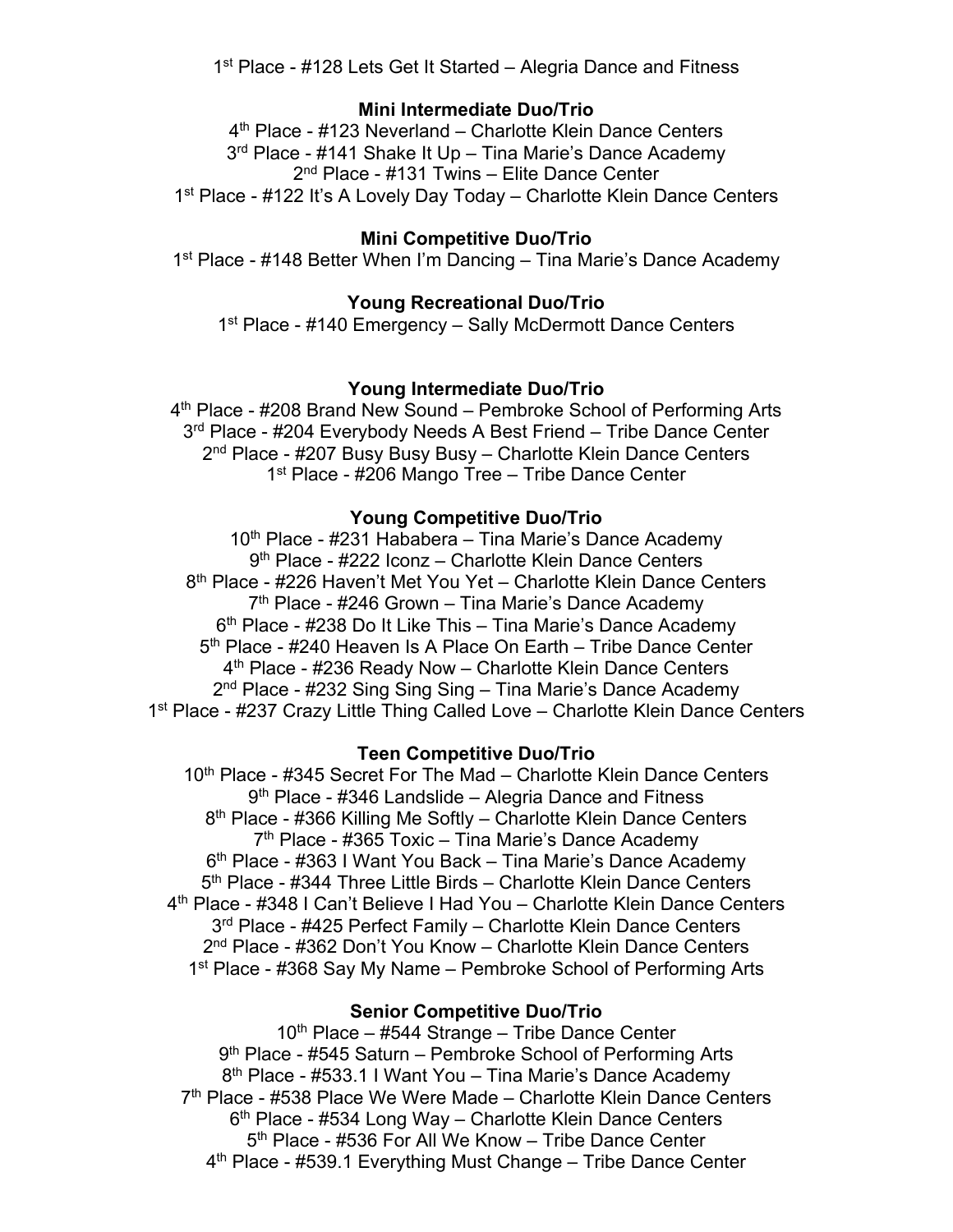1st Place - #128 Lets Get It Started – Alegria Dance and Fitness

**Mini Intermediate Duo/Trio**

4th Place - #123 Neverland – Charlotte Klein Dance Centers
3rd Place - #141 Shake It Up – Tina Marie's Dance Academy
2nd Place - #131 Twins – Elite Dance Center
1st Place - #122 It's A Lovely Day Today – Charlotte Klein Dance Centers

**Mini Competitive Duo/Trio**

1st Place - #148 Better When I'm Dancing – Tina Marie's Dance Academy

**Young Recreational Duo/Trio**

1st Place - #140 Emergency – Sally McDermott Dance Centers

**Young Intermediate Duo/Trio**

4th Place - #208 Brand New Sound – Pembroke School of Performing Arts
3rd Place - #204 Everybody Needs A Best Friend – Tribe Dance Center
2nd Place - #207 Busy Busy Busy – Charlotte Klein Dance Centers
1st Place - #206 Mango Tree – Tribe Dance Center

**Young Competitive Duo/Trio**

10th Place - #231 Hababera – Tina Marie's Dance Academy
9th Place - #222 Iconz – Charlotte Klein Dance Centers
8th Place - #226 Haven't Met You Yet – Charlotte Klein Dance Centers
7th Place - #246 Grown – Tina Marie's Dance Academy
6th Place - #238 Do It Like This – Tina Marie's Dance Academy
5th Place - #240 Heaven Is A Place On Earth – Tribe Dance Center
4th Place - #236 Ready Now – Charlotte Klein Dance Centers
2nd Place - #232 Sing Sing Sing – Tina Marie's Dance Academy
1st Place - #237 Crazy Little Thing Called Love – Charlotte Klein Dance Centers

**Teen Competitive Duo/Trio**

10th Place - #345 Secret For The Mad – Charlotte Klein Dance Centers
9th Place - #346 Landslide – Alegria Dance and Fitness
8th Place - #366 Killing Me Softly – Charlotte Klein Dance Centers
7th Place - #365 Toxic – Tina Marie's Dance Academy
6th Place - #363 I Want You Back – Tina Marie's Dance Academy
5th Place - #344 Three Little Birds – Charlotte Klein Dance Centers
4th Place - #348 I Can't Believe I Had You – Charlotte Klein Dance Centers
3rd Place - #425 Perfect Family – Charlotte Klein Dance Centers
2nd Place - #362 Don't You Know – Charlotte Klein Dance Centers
1st Place - #368 Say My Name – Pembroke School of Performing Arts

**Senior Competitive Duo/Trio**

10th Place – #544 Strange – Tribe Dance Center
9th Place - #545 Saturn – Pembroke School of Performing Arts
8th Place - #533.1 I Want You – Tina Marie's Dance Academy
7th Place - #538 Place We Were Made – Charlotte Klein Dance Centers
6th Place - #534 Long Way – Charlotte Klein Dance Centers
5th Place - #536 For All We Know – Tribe Dance Center
4th Place - #539.1 Everything Must Change – Tribe Dance Center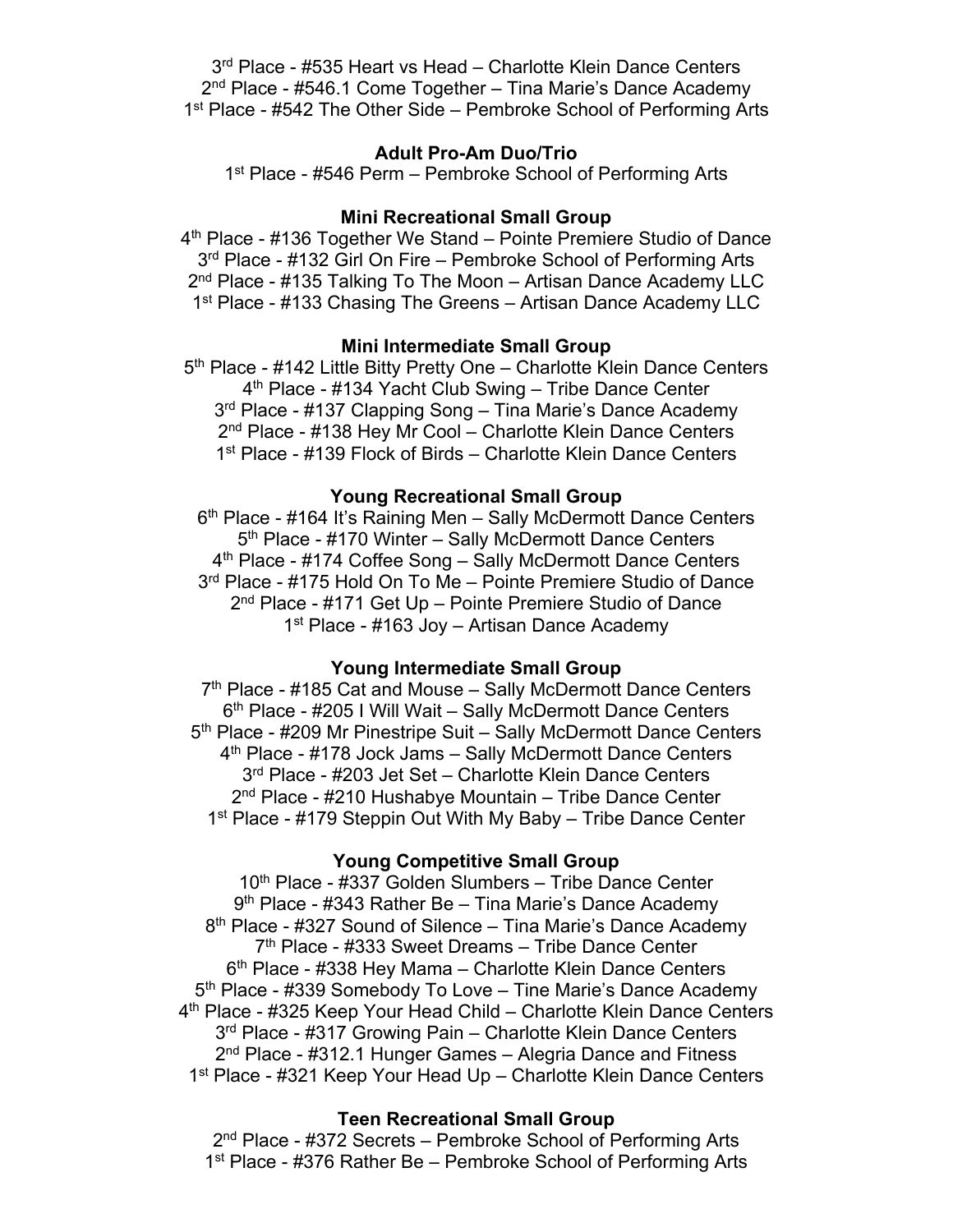3rd Place - #535 Heart vs Head – Charlotte Klein Dance Centers
2nd Place - #546.1 Come Together – Tina Marie's Dance Academy
1st Place - #542 The Other Side – Pembroke School of Performing Arts

**Adult Pro-Am Duo/Trio**

1st Place - #546 Perm – Pembroke School of Performing Arts

**Mini Recreational Small Group**

4th Place - #136 Together We Stand – Pointe Premiere Studio of Dance
3rd Place - #132 Girl On Fire – Pembroke School of Performing Arts
2nd Place - #135 Talking To The Moon – Artisan Dance Academy LLC
1st Place - #133 Chasing The Greens – Artisan Dance Academy LLC

**Mini Intermediate Small Group**

5th Place - #142 Little Bitty Pretty One – Charlotte Klein Dance Centers
4th Place - #134 Yacht Club Swing – Tribe Dance Center
3rd Place - #137 Clapping Song – Tina Marie's Dance Academy
2nd Place - #138 Hey Mr Cool – Charlotte Klein Dance Centers
1st Place - #139 Flock of Birds – Charlotte Klein Dance Centers

**Young Recreational Small Group**

6th Place - #164 It's Raining Men – Sally McDermott Dance Centers
5th Place - #170 Winter – Sally McDermott Dance Centers
4th Place - #174 Coffee Song – Sally McDermott Dance Centers
3rd Place - #175 Hold On To Me – Pointe Premiere Studio of Dance
2nd Place - #171 Get Up – Pointe Premiere Studio of Dance
1st Place - #163 Joy – Artisan Dance Academy

**Young Intermediate Small Group**

7th Place - #185 Cat and Mouse – Sally McDermott Dance Centers
6th Place - #205 I Will Wait – Sally McDermott Dance Centers
5th Place - #209 Mr Pinestripe Suit – Sally McDermott Dance Centers
4th Place - #178 Jock Jams – Sally McDermott Dance Centers
3rd Place - #203 Jet Set – Charlotte Klein Dance Centers
2nd Place - #210 Hushabye Mountain – Tribe Dance Center
1st Place - #179 Steppin Out With My Baby – Tribe Dance Center

**Young Competitive Small Group**

10th Place - #337 Golden Slumbers – Tribe Dance Center
9th Place - #343 Rather Be – Tina Marie's Dance Academy
8th Place - #327 Sound of Silence – Tina Marie's Dance Academy
7th Place - #333 Sweet Dreams – Tribe Dance Center
6th Place - #338 Hey Mama – Charlotte Klein Dance Centers
5th Place - #339 Somebody To Love – Tine Marie's Dance Academy
4th Place - #325 Keep Your Head Child – Charlotte Klein Dance Centers
3rd Place - #317 Growing Pain – Charlotte Klein Dance Centers
2nd Place - #312.1 Hunger Games – Alegria Dance and Fitness
1st Place - #321 Keep Your Head Up – Charlotte Klein Dance Centers

**Teen Recreational Small Group**

2nd Place - #372 Secrets – Pembroke School of Performing Arts
1st Place - #376 Rather Be – Pembroke School of Performing Arts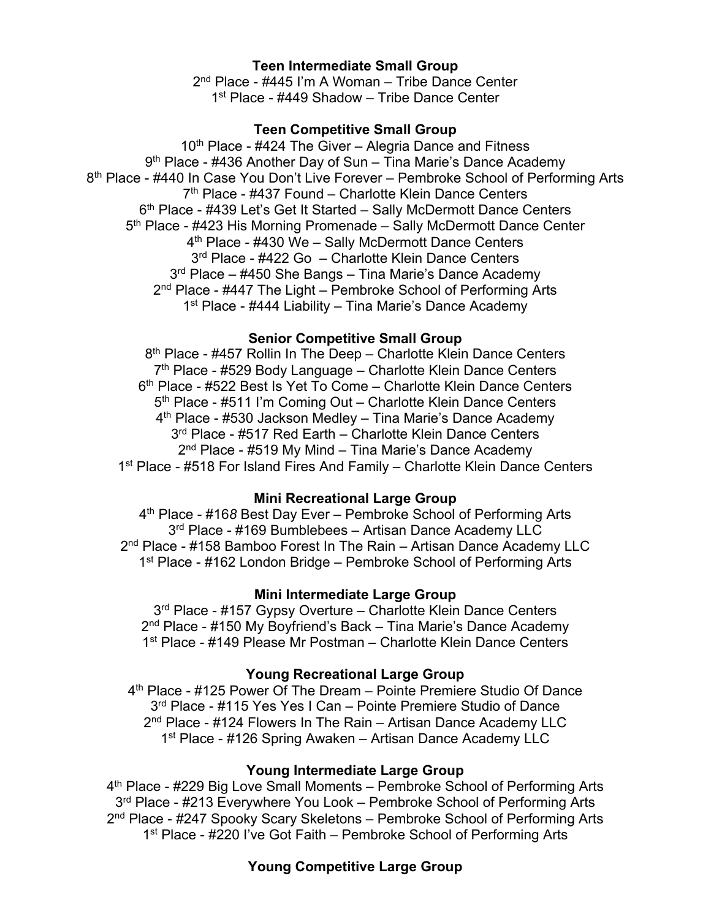**Teen Intermediate Small Group**

2nd Place - #445 I'm A Woman – Tribe Dance Center
1st Place - #449 Shadow – Tribe Dance Center

**Teen Competitive Small Group**

10th Place - #424 The Giver – Alegria Dance and Fitness
9th Place - #436 Another Day of Sun – Tina Marie's Dance Academy
8th Place - #440 In Case You Don't Live Forever – Pembroke School of Performing Arts
7th Place - #437 Found – Charlotte Klein Dance Centers
6th Place - #439 Let's Get It Started – Sally McDermott Dance Centers
5th Place - #423 His Morning Promenade – Sally McDermott Dance Center
4th Place - #430 We – Sally McDermott Dance Centers
3rd Place - #422 Go – Charlotte Klein Dance Centers
3rd Place – #450 She Bangs – Tina Marie's Dance Academy
2nd Place - #447 The Light – Pembroke School of Performing Arts
1st Place - #444 Liability – Tina Marie's Dance Academy

**Senior Competitive Small Group**

8th Place - #457 Rollin In The Deep – Charlotte Klein Dance Centers
7th Place - #529 Body Language – Charlotte Klein Dance Centers
6th Place - #522 Best Is Yet To Come – Charlotte Klein Dance Centers
5th Place - #511 I'm Coming Out – Charlotte Klein Dance Centers
4th Place - #530 Jackson Medley – Tina Marie's Dance Academy
3rd Place - #517 Red Earth – Charlotte Klein Dance Centers
2nd Place - #519 My Mind – Tina Marie's Dance Academy
1st Place - #518 For Island Fires And Family – Charlotte Klein Dance Centers

**Mini Recreational Large Group**

4th Place - #168 Best Day Ever – Pembroke School of Performing Arts
3rd Place - #169 Bumblebees – Artisan Dance Academy LLC
2nd Place - #158 Bamboo Forest In The Rain – Artisan Dance Academy LLC
1st Place - #162 London Bridge – Pembroke School of Performing Arts

**Mini Intermediate Large Group**

3rd Place - #157 Gypsy Overture – Charlotte Klein Dance Centers
2nd Place - #150 My Boyfriend's Back – Tina Marie's Dance Academy
1st Place - #149 Please Mr Postman – Charlotte Klein Dance Centers

**Young Recreational Large Group**

4th Place - #125 Power Of The Dream – Pointe Premiere Studio Of Dance
3rd Place - #115 Yes Yes I Can – Pointe Premiere Studio of Dance
2nd Place - #124 Flowers In The Rain – Artisan Dance Academy LLC
1st Place - #126 Spring Awaken – Artisan Dance Academy LLC

**Young Intermediate Large Group**

4th Place - #229 Big Love Small Moments – Pembroke School of Performing Arts
3rd Place - #213 Everywhere You Look – Pembroke School of Performing Arts
2nd Place - #247 Spooky Scary Skeletons – Pembroke School of Performing Arts
1st Place - #220 I've Got Faith – Pembroke School of Performing Arts

**Young Competitive Large Group**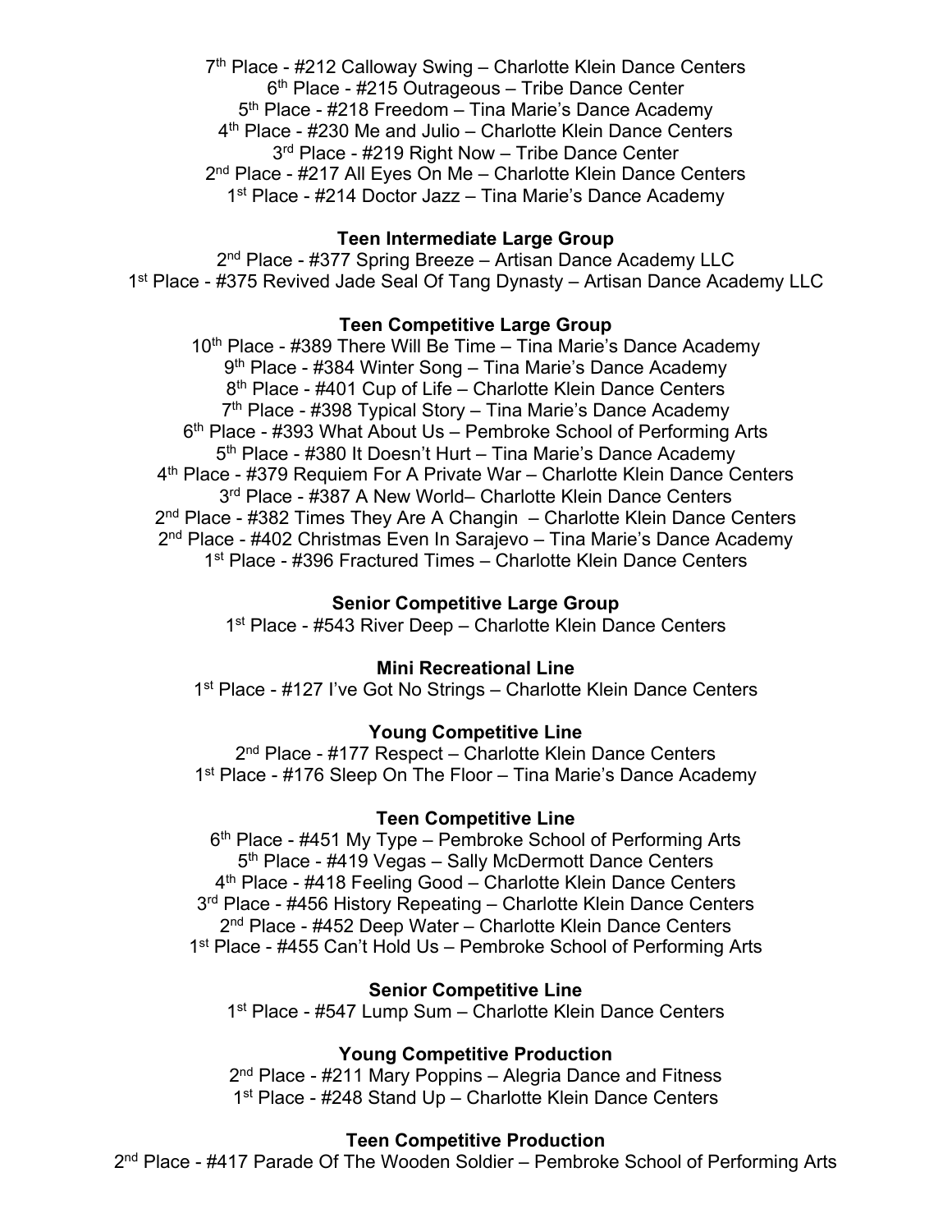7th Place - #212 Calloway Swing – Charlotte Klein Dance Centers
6th Place - #215 Outrageous – Tribe Dance Center
5th Place - #218 Freedom – Tina Marie's Dance Academy
4th Place - #230 Me and Julio – Charlotte Klein Dance Centers
3rd Place - #219 Right Now – Tribe Dance Center
2nd Place - #217 All Eyes On Me – Charlotte Klein Dance Centers
1st Place - #214 Doctor Jazz – Tina Marie's Dance Academy

**Teen Intermediate Large Group**

2nd Place - #377 Spring Breeze – Artisan Dance Academy LLC
1st Place - #375 Revived Jade Seal Of Tang Dynasty – Artisan Dance Academy LLC

**Teen Competitive Large Group**

10th Place - #389 There Will Be Time – Tina Marie's Dance Academy
9th Place - #384 Winter Song – Tina Marie's Dance Academy
8th Place - #401 Cup of Life – Charlotte Klein Dance Centers
7th Place - #398 Typical Story – Tina Marie's Dance Academy
6th Place - #393 What About Us – Pembroke School of Performing Arts
5th Place - #380 It Doesn't Hurt – Tina Marie's Dance Academy
4th Place - #379 Requiem For A Private War – Charlotte Klein Dance Centers
3rd Place - #387 A New World– Charlotte Klein Dance Centers
2nd Place - #382 Times They Are A Changin – Charlotte Klein Dance Centers
2nd Place - #402 Christmas Even In Sarajevo – Tina Marie's Dance Academy
1st Place - #396 Fractured Times – Charlotte Klein Dance Centers

**Senior Competitive Large Group**

1st Place - #543 River Deep – Charlotte Klein Dance Centers

**Mini Recreational Line**

1st Place - #127 I've Got No Strings – Charlotte Klein Dance Centers

**Young Competitive Line**

2nd Place - #177 Respect – Charlotte Klein Dance Centers
1st Place - #176 Sleep On The Floor – Tina Marie's Dance Academy

**Teen Competitive Line**

6th Place - #451 My Type – Pembroke School of Performing Arts
5th Place - #419 Vegas – Sally McDermott Dance Centers
4th Place - #418 Feeling Good – Charlotte Klein Dance Centers
3rd Place - #456 History Repeating – Charlotte Klein Dance Centers
2nd Place - #452 Deep Water – Charlotte Klein Dance Centers
1st Place - #455 Can't Hold Us – Pembroke School of Performing Arts

**Senior Competitive Line**

1st Place - #547 Lump Sum – Charlotte Klein Dance Centers

**Young Competitive Production**

2nd Place - #211 Mary Poppins – Alegria Dance and Fitness
1st Place - #248 Stand Up – Charlotte Klein Dance Centers

**Teen Competitive Production**

2nd Place - #417 Parade Of The Wooden Soldier – Pembroke School of Performing Arts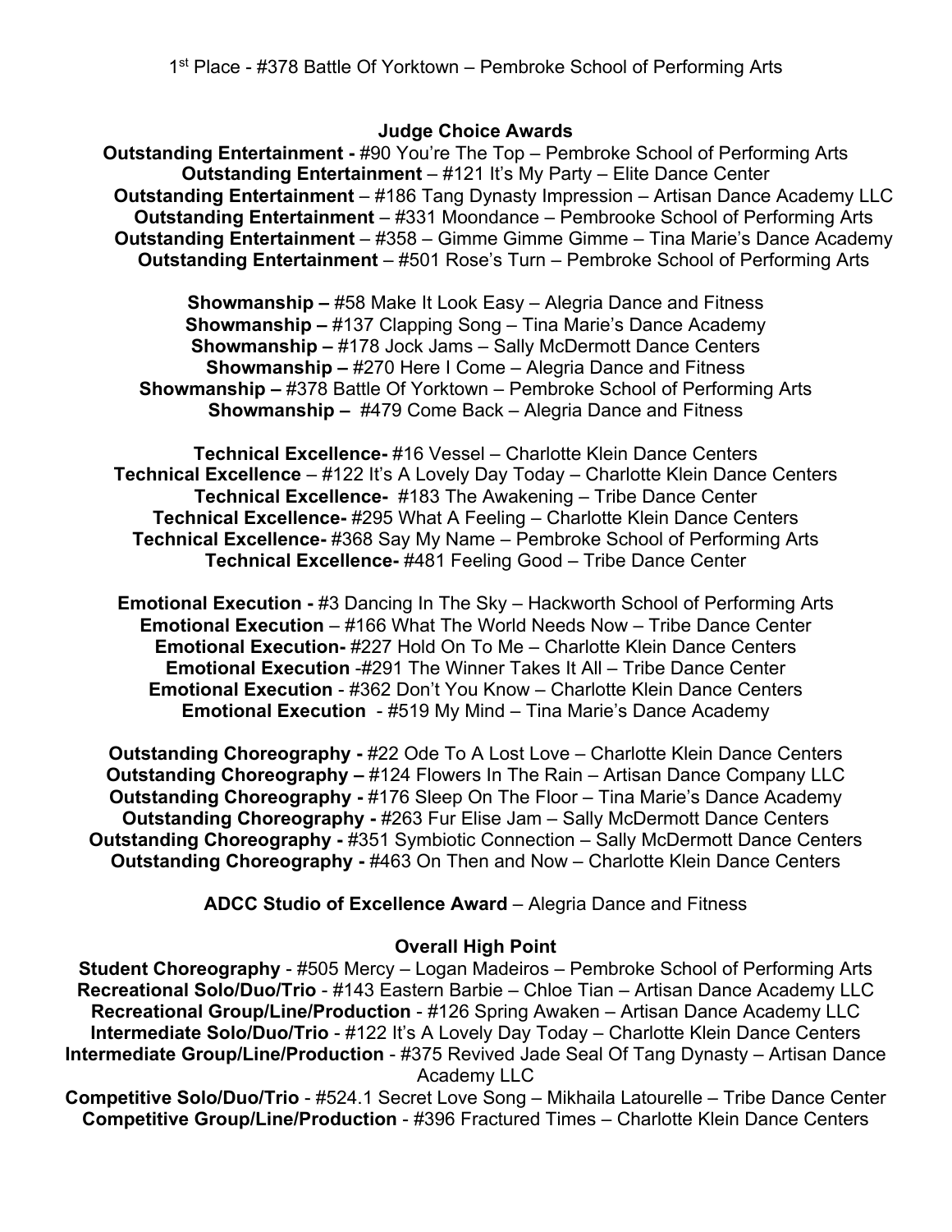1st Place - #378 Battle Of Yorktown – Pembroke School of Performing Arts

### Judge Choice Awards

**Outstanding Entertainment -** #90 You're The Top – Pembroke School of Performing Arts
**Outstanding Entertainment** – #121 It's My Party – Elite Dance Center
**Outstanding Entertainment** – #186 Tang Dynasty Impression – Artisan Dance Academy LLC
**Outstanding Entertainment** – #331 Moondance – Pembrooke School of Performing Arts
**Outstanding Entertainment** – #358 – Gimme Gimme Gimme – Tina Marie's Dance Academy
**Outstanding Entertainment** – #501 Rose's Turn – Pembroke School of Performing Arts

**Showmanship –** #58 Make It Look Easy – Alegria Dance and Fitness
**Showmanship –** #137 Clapping Song – Tina Marie's Dance Academy
**Showmanship –** #178 Jock Jams – Sally McDermott Dance Centers
**Showmanship –** #270 Here I Come – Alegria Dance and Fitness
**Showmanship –** #378 Battle Of Yorktown – Pembroke School of Performing Arts
**Showmanship –** #479 Come Back – Alegria Dance and Fitness

**Technical Excellence-** #16 Vessel – Charlotte Klein Dance Centers
**Technical Excellence** – #122 It's A Lovely Day Today – Charlotte Klein Dance Centers
**Technical Excellence-** #183 The Awakening – Tribe Dance Center
**Technical Excellence-** #295 What A Feeling – Charlotte Klein Dance Centers
**Technical Excellence-** #368 Say My Name – Pembroke School of Performing Arts
**Technical Excellence-** #481 Feeling Good – Tribe Dance Center

**Emotional Execution -** #3 Dancing In The Sky – Hackworth School of Performing Arts
**Emotional Execution** – #166 What The World Needs Now – Tribe Dance Center
**Emotional Execution-** #227 Hold On To Me – Charlotte Klein Dance Centers
**Emotional Execution** -#291 The Winner Takes It All – Tribe Dance Center
**Emotional Execution** - #362 Don't You Know – Charlotte Klein Dance Centers
**Emotional Execution** - #519 My Mind – Tina Marie's Dance Academy

**Outstanding Choreography -** #22 Ode To A Lost Love – Charlotte Klein Dance Centers
**Outstanding Choreography –** #124 Flowers In The Rain – Artisan Dance Company LLC
**Outstanding Choreography -** #176 Sleep On The Floor – Tina Marie's Dance Academy
**Outstanding Choreography -** #263 Fur Elise Jam – Sally McDermott Dance Centers
**Outstanding Choreography -** #351 Symbiotic Connection – Sally McDermott Dance Centers
**Outstanding Choreography -** #463 On Then and Now – Charlotte Klein Dance Centers

**ADCC Studio of Excellence Award** – Alegria Dance and Fitness

### Overall High Point

**Student Choreography** - #505 Mercy – Logan Madeiros – Pembroke School of Performing Arts
**Recreational Solo/Duo/Trio** - #143 Eastern Barbie – Chloe Tian – Artisan Dance Academy LLC
**Recreational Group/Line/Production** - #126 Spring Awaken – Artisan Dance Academy LLC
**Intermediate Solo/Duo/Trio** - #122 It's A Lovely Day Today – Charlotte Klein Dance Centers
**Intermediate Group/Line/Production** - #375 Revived Jade Seal Of Tang Dynasty – Artisan Dance Academy LLC
**Competitive Solo/Duo/Trio** - #524.1 Secret Love Song – Mikhaila Latourelle – Tribe Dance Center
**Competitive Group/Line/Production** - #396 Fractured Times – Charlotte Klein Dance Centers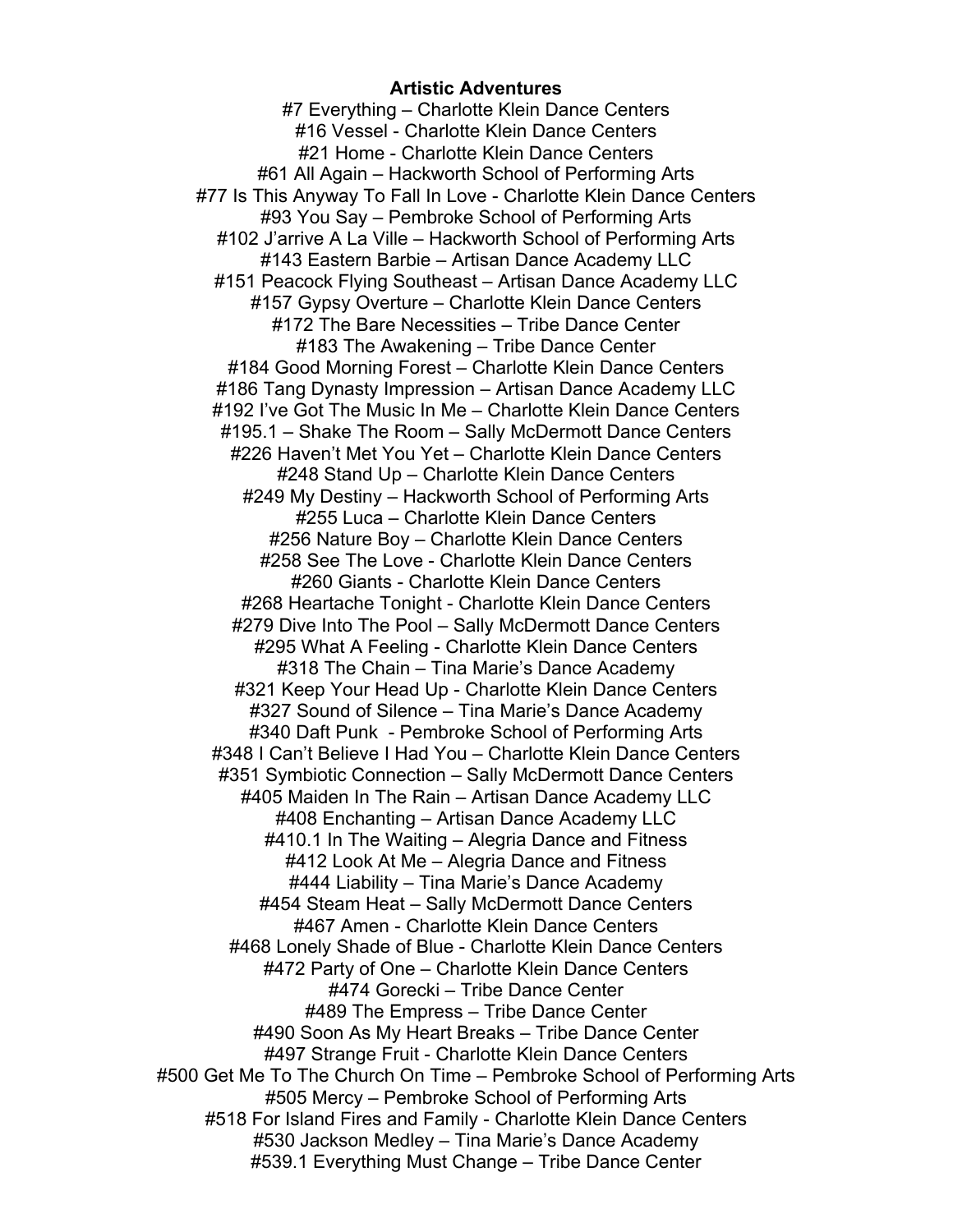**Artistic Adventures**

#7 Everything – Charlotte Klein Dance Centers
#16 Vessel - Charlotte Klein Dance Centers
#21 Home - Charlotte Klein Dance Centers
#61 All Again – Hackworth School of Performing Arts
#77 Is This Anyway To Fall In Love - Charlotte Klein Dance Centers
#93 You Say – Pembroke School of Performing Arts
#102 J'arrive A La Ville – Hackworth School of Performing Arts
#143 Eastern Barbie – Artisan Dance Academy LLC
#151 Peacock Flying Southeast – Artisan Dance Academy LLC
#157 Gypsy Overture – Charlotte Klein Dance Centers
#172 The Bare Necessities – Tribe Dance Center
#183 The Awakening – Tribe Dance Center
#184 Good Morning Forest – Charlotte Klein Dance Centers
#186 Tang Dynasty Impression – Artisan Dance Academy LLC
#192 I've Got The Music In Me – Charlotte Klein Dance Centers
#195.1 – Shake The Room – Sally McDermott Dance Centers
#226 Haven't Met You Yet – Charlotte Klein Dance Centers
#248 Stand Up – Charlotte Klein Dance Centers
#249 My Destiny – Hackworth School of Performing Arts
#255 Luca – Charlotte Klein Dance Centers
#256 Nature Boy – Charlotte Klein Dance Centers
#258 See The Love - Charlotte Klein Dance Centers
#260 Giants - Charlotte Klein Dance Centers
#268 Heartache Tonight - Charlotte Klein Dance Centers
#279 Dive Into The Pool – Sally McDermott Dance Centers
#295 What A Feeling - Charlotte Klein Dance Centers
#318 The Chain – Tina Marie's Dance Academy
#321 Keep Your Head Up - Charlotte Klein Dance Centers
#327 Sound of Silence – Tina Marie's Dance Academy
#340 Daft Punk - Pembroke School of Performing Arts
#348 I Can't Believe I Had You – Charlotte Klein Dance Centers
#351 Symbiotic Connection – Sally McDermott Dance Centers
#405 Maiden In The Rain – Artisan Dance Academy LLC
#408 Enchanting – Artisan Dance Academy LLC
#410.1 In The Waiting – Alegria Dance and Fitness
#412 Look At Me – Alegria Dance and Fitness
#444 Liability – Tina Marie's Dance Academy
#454 Steam Heat – Sally McDermott Dance Centers
#467 Amen - Charlotte Klein Dance Centers
#468 Lonely Shade of Blue - Charlotte Klein Dance Centers
#472 Party of One – Charlotte Klein Dance Centers
#474 Gorecki – Tribe Dance Center
#489 The Empress – Tribe Dance Center
#490 Soon As My Heart Breaks – Tribe Dance Center
#497 Strange Fruit - Charlotte Klein Dance Centers
#500 Get Me To The Church On Time – Pembroke School of Performing Arts
#505 Mercy – Pembroke School of Performing Arts
#518 For Island Fires and Family - Charlotte Klein Dance Centers
#530 Jackson Medley – Tina Marie's Dance Academy
#539.1 Everything Must Change – Tribe Dance Center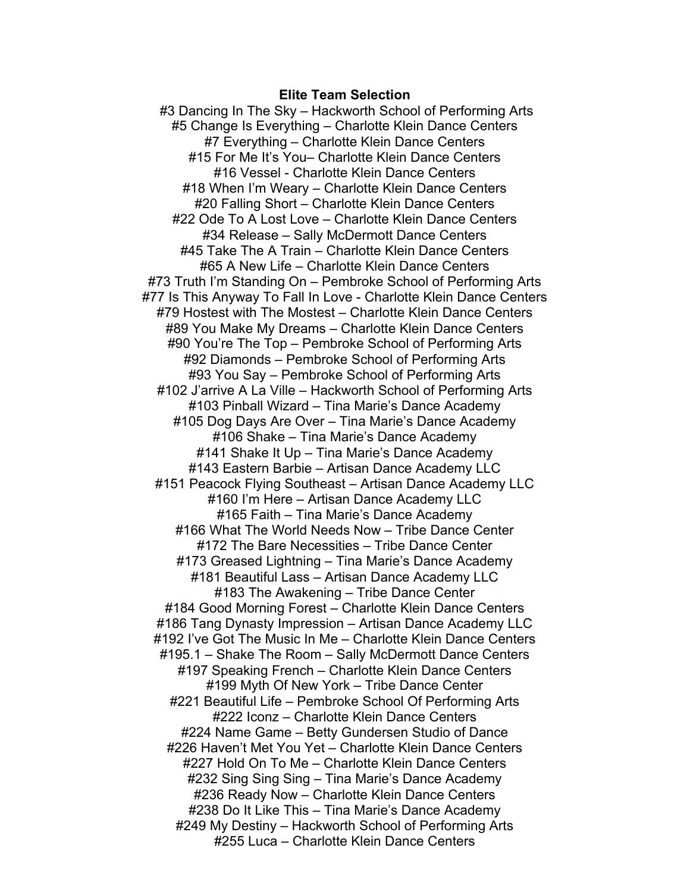**Elite Team Selection**

#3 Dancing In The Sky – Hackworth School of Performing Arts
#5 Change Is Everything – Charlotte Klein Dance Centers
#7 Everything – Charlotte Klein Dance Centers
#15 For Me It's You– Charlotte Klein Dance Centers
#16 Vessel - Charlotte Klein Dance Centers
#18 When I'm Weary – Charlotte Klein Dance Centers
#20 Falling Short – Charlotte Klein Dance Centers
#22 Ode To A Lost Love – Charlotte Klein Dance Centers
#34 Release – Sally McDermott Dance Centers
#45 Take The A Train – Charlotte Klein Dance Centers
#65 A New Life – Charlotte Klein Dance Centers
#73 Truth I'm Standing On – Pembroke School of Performing Arts
#77 Is This Anyway To Fall In Love - Charlotte Klein Dance Centers
#79 Hostest with The Mostest – Charlotte Klein Dance Centers
#89 You Make My Dreams – Charlotte Klein Dance Centers
#90 You're The Top – Pembroke School of Performing Arts
#92 Diamonds – Pembroke School of Performing Arts
#93 You Say – Pembroke School of Performing Arts
#102 J'arrive A La Ville – Hackworth School of Performing Arts
#103 Pinball Wizard – Tina Marie's Dance Academy
#105 Dog Days Are Over – Tina Marie's Dance Academy
#106 Shake – Tina Marie's Dance Academy
#141 Shake It Up – Tina Marie's Dance Academy
#143 Eastern Barbie – Artisan Dance Academy LLC
#151 Peacock Flying Southeast – Artisan Dance Academy LLC
#160 I'm Here – Artisan Dance Academy LLC
#165 Faith – Tina Marie's Dance Academy
#166 What The World Needs Now – Tribe Dance Center
#172 The Bare Necessities – Tribe Dance Center
#173 Greased Lightning – Tina Marie's Dance Academy
#181 Beautiful Lass – Artisan Dance Academy LLC
#183 The Awakening – Tribe Dance Center
#184 Good Morning Forest – Charlotte Klein Dance Centers
#186 Tang Dynasty Impression – Artisan Dance Academy LLC
#192 I've Got The Music In Me – Charlotte Klein Dance Centers
#195.1 – Shake The Room – Sally McDermott Dance Centers
#197 Speaking French – Charlotte Klein Dance Centers
#199 Myth Of New York – Tribe Dance Center
#221 Beautiful Life – Pembroke School Of Performing Arts
#222 Iconz – Charlotte Klein Dance Centers
#224 Name Game – Betty Gundersen Studio of Dance
#226 Haven't Met You Yet – Charlotte Klein Dance Centers
#227 Hold On To Me – Charlotte Klein Dance Centers
#232 Sing Sing Sing – Tina Marie's Dance Academy
#236 Ready Now – Charlotte Klein Dance Centers
#238 Do It Like This – Tina Marie's Dance Academy
#249 My Destiny – Hackworth School of Performing Arts
#255 Luca – Charlotte Klein Dance Centers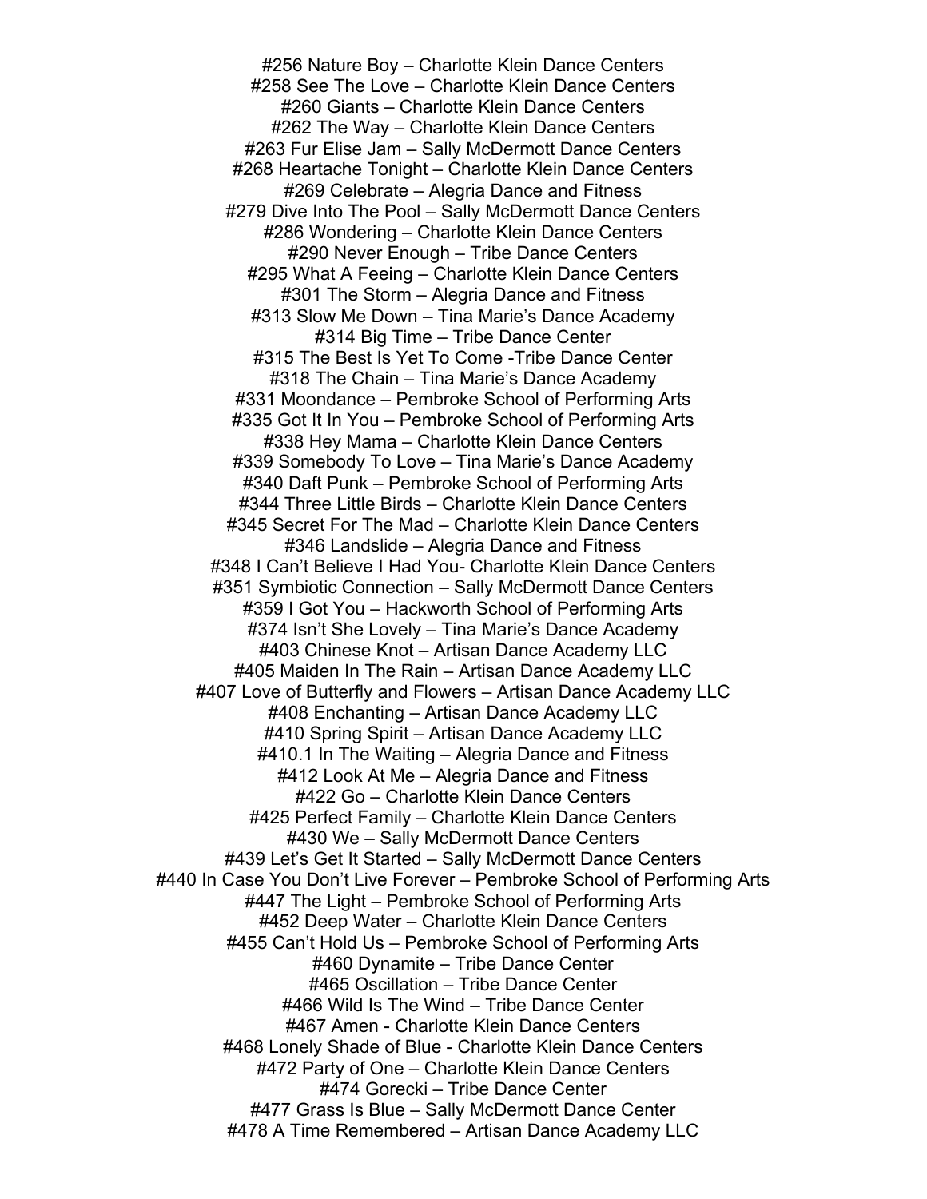#256 Nature Boy – Charlotte Klein Dance Centers
#258 See The Love – Charlotte Klein Dance Centers
#260 Giants – Charlotte Klein Dance Centers
#262 The Way – Charlotte Klein Dance Centers
#263 Fur Elise Jam – Sally McDermott Dance Centers
#268 Heartache Tonight – Charlotte Klein Dance Centers
#269 Celebrate – Alegria Dance and Fitness
#279 Dive Into The Pool – Sally McDermott Dance Centers
#286 Wondering – Charlotte Klein Dance Centers
#290 Never Enough – Tribe Dance Centers
#295 What A Feeing – Charlotte Klein Dance Centers
#301 The Storm – Alegria Dance and Fitness
#313 Slow Me Down – Tina Marie's Dance Academy
#314 Big Time – Tribe Dance Center
#315 The Best Is Yet To Come -Tribe Dance Center
#318 The Chain – Tina Marie's Dance Academy
#331 Moondance – Pembroke School of Performing Arts
#335 Got It In You – Pembroke School of Performing Arts
#338 Hey Mama – Charlotte Klein Dance Centers
#339 Somebody To Love – Tina Marie's Dance Academy
#340 Daft Punk – Pembroke School of Performing Arts
#344 Three Little Birds – Charlotte Klein Dance Centers
#345 Secret For The Mad – Charlotte Klein Dance Centers
#346 Landslide – Alegria Dance and Fitness
#348 I Can't Believe I Had You- Charlotte Klein Dance Centers
#351 Symbiotic Connection – Sally McDermott Dance Centers
#359 I Got You – Hackworth School of Performing Arts
#374 Isn't She Lovely – Tina Marie's Dance Academy
#403 Chinese Knot – Artisan Dance Academy LLC
#405 Maiden In The Rain – Artisan Dance Academy LLC
#407 Love of Butterfly and Flowers – Artisan Dance Academy LLC
#408 Enchanting – Artisan Dance Academy LLC
#410 Spring Spirit – Artisan Dance Academy LLC
#410.1 In The Waiting – Alegria Dance and Fitness
#412 Look At Me – Alegria Dance and Fitness
#422 Go – Charlotte Klein Dance Centers
#425 Perfect Family – Charlotte Klein Dance Centers
#430 We – Sally McDermott Dance Centers
#439 Let's Get It Started – Sally McDermott Dance Centers
#440 In Case You Don't Live Forever – Pembroke School of Performing Arts
#447 The Light – Pembroke School of Performing Arts
#452 Deep Water – Charlotte Klein Dance Centers
#455 Can't Hold Us – Pembroke School of Performing Arts
#460 Dynamite – Tribe Dance Center
#465 Oscillation – Tribe Dance Center
#466 Wild Is The Wind – Tribe Dance Center
#467 Amen - Charlotte Klein Dance Centers
#468 Lonely Shade of Blue - Charlotte Klein Dance Centers
#472 Party of One – Charlotte Klein Dance Centers
#474 Gorecki – Tribe Dance Center
#477 Grass Is Blue – Sally McDermott Dance Center
#478 A Time Remembered – Artisan Dance Academy LLC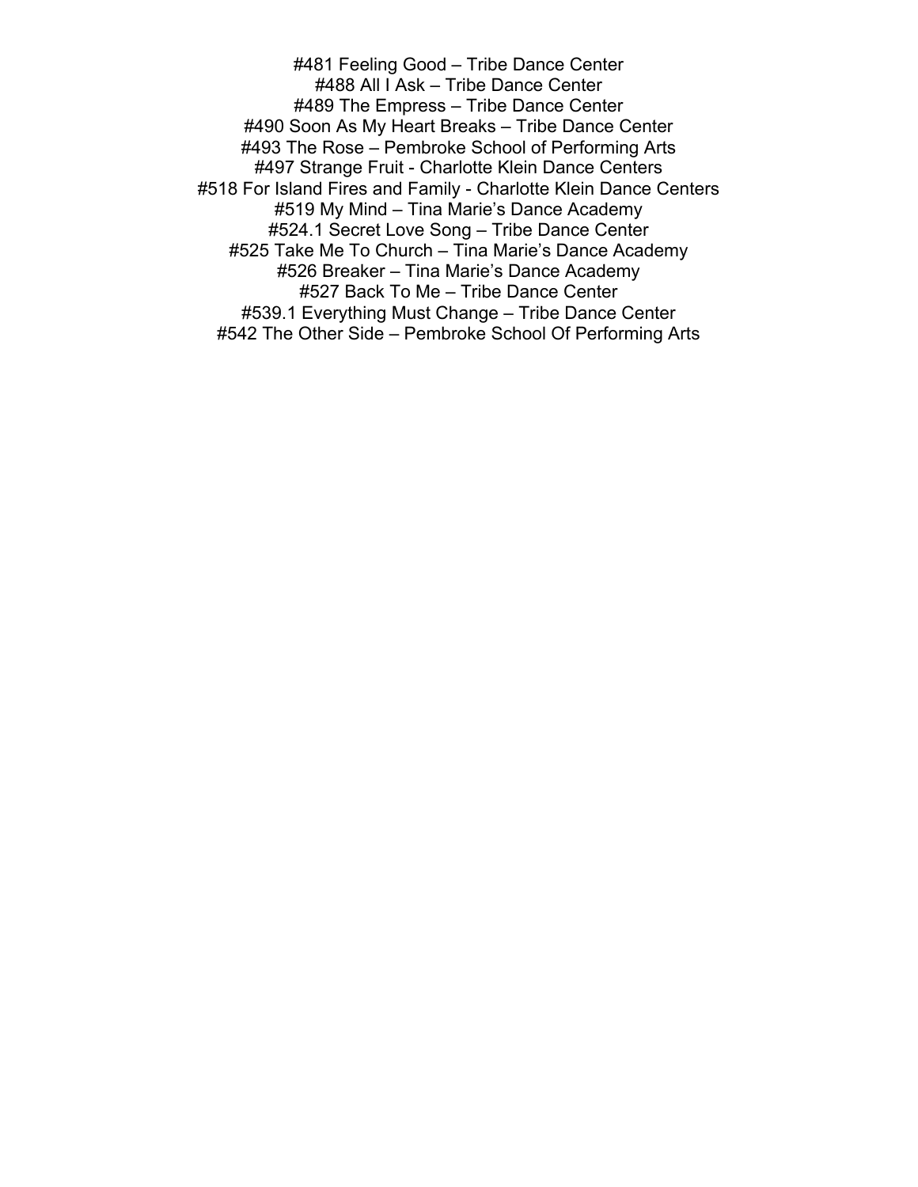#481 Feeling Good – Tribe Dance Center
#488 All I Ask – Tribe Dance Center
#489 The Empress – Tribe Dance Center
#490 Soon As My Heart Breaks – Tribe Dance Center
#493 The Rose – Pembroke School of Performing Arts
#497 Strange Fruit - Charlotte Klein Dance Centers
#518 For Island Fires and Family - Charlotte Klein Dance Centers
#519 My Mind – Tina Marie’s Dance Academy
#524.1 Secret Love Song – Tribe Dance Center
#525 Take Me To Church – Tina Marie’s Dance Academy
#526 Breaker – Tina Marie’s Dance Academy
#527 Back To Me – Tribe Dance Center
#539.1 Everything Must Change – Tribe Dance Center
#542 The Other Side – Pembroke School Of Performing Arts